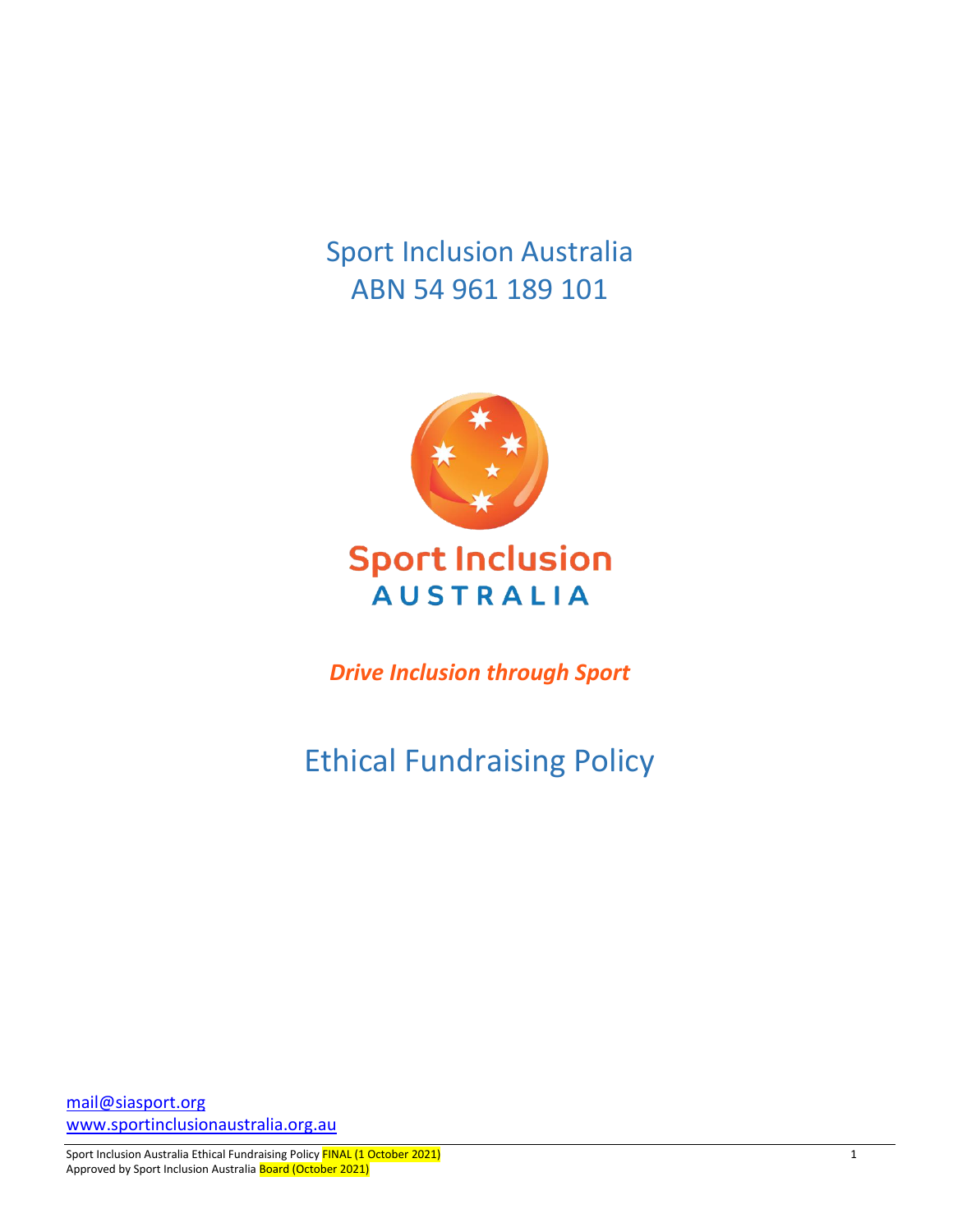Sport Inclusion Australia
ABN 54 961 189 101

Sport Inclusion
AUSTRALIA

***Drive Inclusion through Sport***

# Ethical Fundraising Policy

mail@siasport.org
www.sportinclusionaustralia.org.au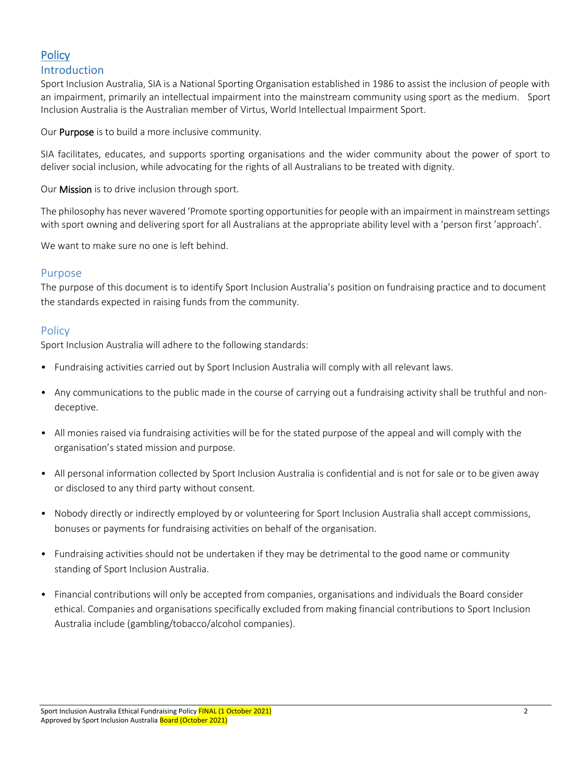# Policy

## Introduction

Sport Inclusion Australia, SIA is a National Sporting Organisation established in 1986 to assist the inclusion of people with an impairment, primarily an intellectual impairment into the mainstream community using sport as the medium. Sport Inclusion Australia is the Australian member of Virtus, World Intellectual Impairment Sport.

Our **Purpose** is to build a more inclusive community.

SIA facilitates, educates, and supports sporting organisations and the wider community about the power of sport to deliver social inclusion, while advocating for the rights of all Australians to be treated with dignity.

Our **Mission** is to drive inclusion through sport.

The philosophy has never wavered 'Promote sporting opportunities for people with an impairment in mainstream settings with sport owning and delivering sport for all Australians at the appropriate ability level with a 'person first 'approach'.

We want to make sure no one is left behind.

## Purpose

The purpose of this document is to identify Sport Inclusion Australia's position on fundraising practice and to document the standards expected in raising funds from the community.

## Policy

Sport Inclusion Australia will adhere to the following standards:

- Fundraising activities carried out by Sport Inclusion Australia will comply with all relevant laws.
- Any communications to the public made in the course of carrying out a fundraising activity shall be truthful and non-deceptive.
- All monies raised via fundraising activities will be for the stated purpose of the appeal and will comply with the organisation's stated mission and purpose.
- All personal information collected by Sport Inclusion Australia is confidential and is not for sale or to be given away or disclosed to any third party without consent.
- Nobody directly or indirectly employed by or volunteering for Sport Inclusion Australia shall accept commissions, bonuses or payments for fundraising activities on behalf of the organisation.
- Fundraising activities should not be undertaken if they may be detrimental to the good name or community standing of Sport Inclusion Australia.
- Financial contributions will only be accepted from companies, organisations and individuals the Board consider ethical. Companies and organisations specifically excluded from making financial contributions to Sport Inclusion Australia include (gambling/tobacco/alcohol companies).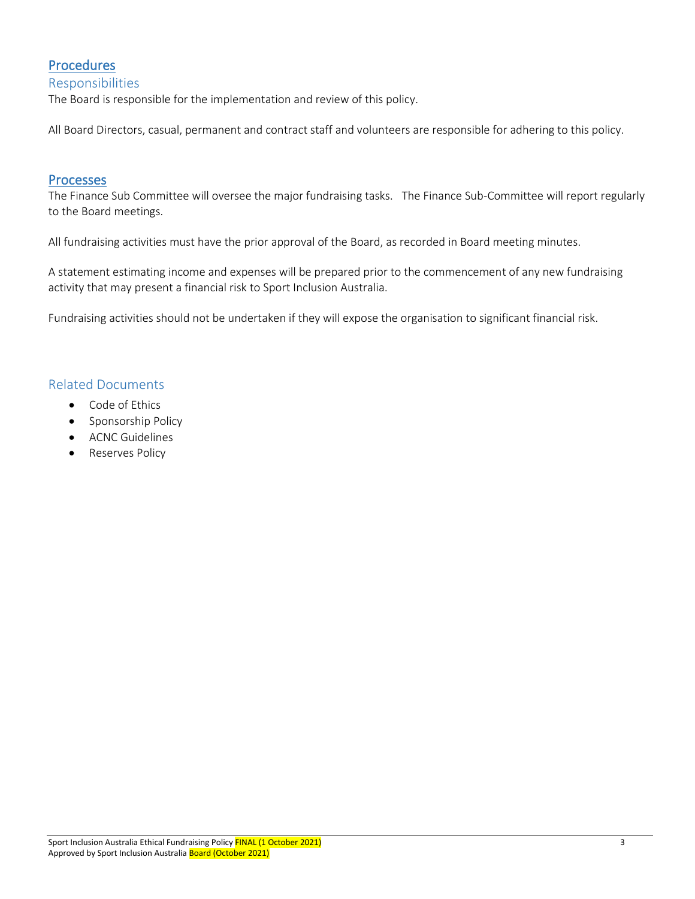## Procedures

### Responsibilities

The Board is responsible for the implementation and review of this policy.

All Board Directors, casual, permanent and contract staff and volunteers are responsible for adhering to this policy.

## Processes

The Finance Sub Committee will oversee the major fundraising tasks. The Finance Sub-Committee will report regularly to the Board meetings.

All fundraising activities must have the prior approval of the Board, as recorded in Board meeting minutes.

A statement estimating income and expenses will be prepared prior to the commencement of any new fundraising activity that may present a financial risk to Sport Inclusion Australia.

Fundraising activities should not be undertaken if they will expose the organisation to significant financial risk.

### Related Documents

- Code of Ethics
- Sponsorship Policy
- ACNC Guidelines
- Reserves Policy